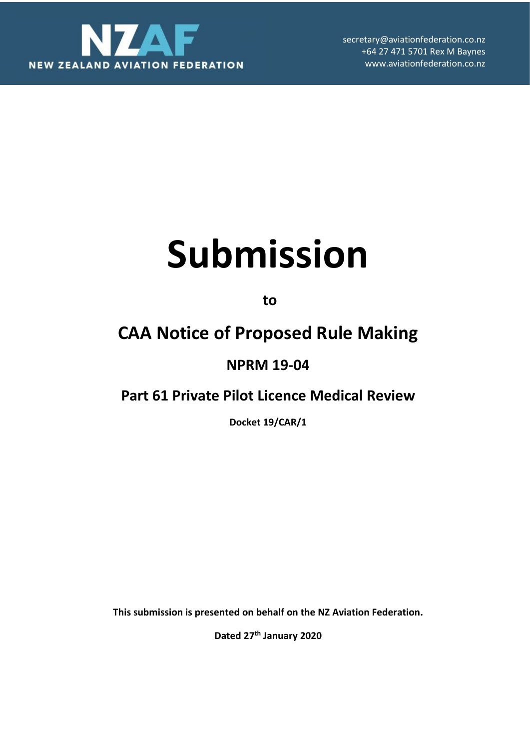NZAF

NEW ZEALAND AVIATION FEDERATION

secretary@aviationfederation.co.nz
+64 27 471 5701 Rex M Baynes
www.aviationfederation.co.nz

# Submission

**to**

## CAA Notice of Proposed Rule Making

### NPRM 19-04

### Part 61 Private Pilot Licence Medical Review

**Docket 19/CAR/1**

**This submission is presented on behalf on the NZ Aviation Federation.**

**Dated 27th January 2020**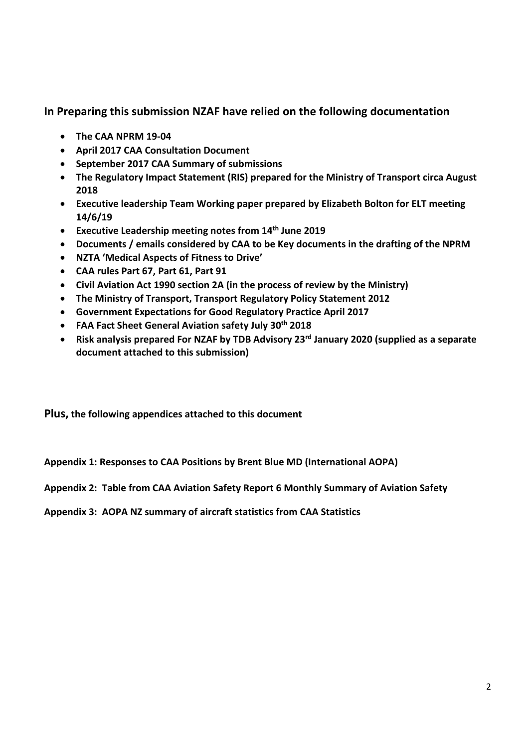## In Preparing this submission NZAF have relied on the following documentation

- **The CAA NPRM 19-04**
- **April 2017 CAA Consultation Document**
- **September 2017 CAA Summary of submissions**
- **The Regulatory Impact Statement (RIS) prepared for the Ministry of Transport circa August 2018**
- **Executive leadership Team Working paper prepared by Elizabeth Bolton for ELT meeting 14/6/19**
- **Executive Leadership meeting notes from 14th June 2019**
- **Documents / emails considered by CAA to be Key documents in the drafting of the NPRM**
- **NZTA 'Medical Aspects of Fitness to Drive'**
- **CAA rules Part 67, Part 61, Part 91**
- **Civil Aviation Act 1990 section 2A (in the process of review by the Ministry)**
- **The Ministry of Transport, Transport Regulatory Policy Statement 2012**
- **Government Expectations for Good Regulatory Practice April 2017**
- **FAA Fact Sheet General Aviation safety July 30th 2018**
- **Risk analysis prepared For NZAF by TDB Advisory 23rd January 2020 (supplied as a separate document attached to this submission)**

**Plus, the following appendices attached to this document**

**Appendix 1: Responses to CAA Positions by Brent Blue MD (International AOPA)**

**Appendix 2: Table from CAA Aviation Safety Report 6 Monthly Summary of Aviation Safety**

**Appendix 3: AOPA NZ summary of aircraft statistics from CAA Statistics**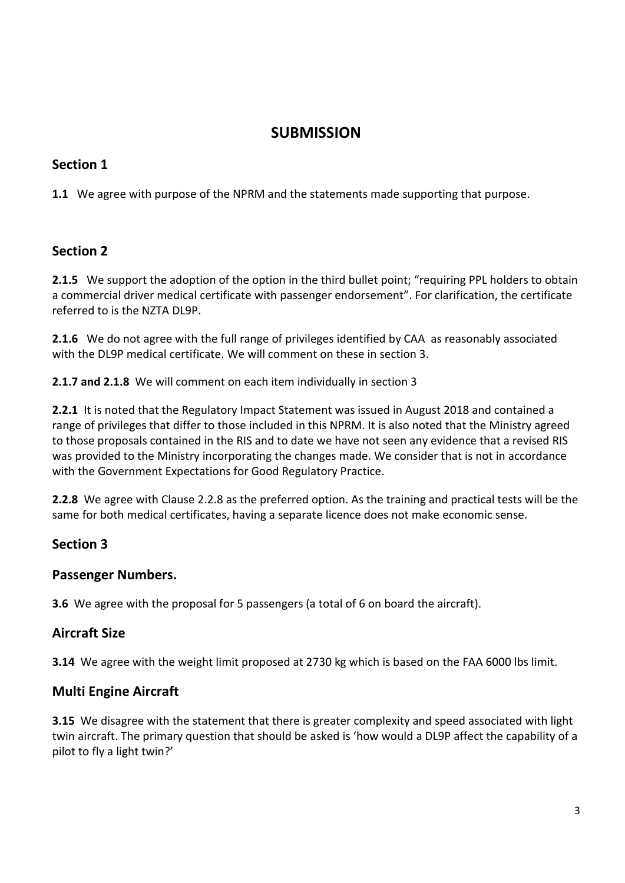# SUBMISSION

## Section 1

**1.1** We agree with purpose of the NPRM and the statements made supporting that purpose.

## Section 2

**2.1.5** We support the adoption of the option in the third bullet point; "requiring PPL holders to obtain a commercial driver medical certificate with passenger endorsement". For clarification, the certificate referred to is the NZTA DL9P.

**2.1.6** We do not agree with the full range of privileges identified by CAA as reasonably associated with the DL9P medical certificate. We will comment on these in section 3.

**2.1.7 and 2.1.8** We will comment on each item individually in section 3

**2.2.1** It is noted that the Regulatory Impact Statement was issued in August 2018 and contained a range of privileges that differ to those included in this NPRM. It is also noted that the Ministry agreed to those proposals contained in the RIS and to date we have not seen any evidence that a revised RIS was provided to the Ministry incorporating the changes made. We consider that is not in accordance with the Government Expectations for Good Regulatory Practice.

**2.2.8** We agree with Clause 2.2.8 as the preferred option. As the training and practical tests will be the same for both medical certificates, having a separate licence does not make economic sense.

## Section 3

### Passenger Numbers.

**3.6** We agree with the proposal for 5 passengers (a total of 6 on board the aircraft).

### Aircraft Size

**3.14** We agree with the weight limit proposed at 2730 kg which is based on the FAA 6000 lbs limit.

### Multi Engine Aircraft

**3.15** We disagree with the statement that there is greater complexity and speed associated with light twin aircraft. The primary question that should be asked is 'how would a DL9P affect the capability of a pilot to fly a light twin?'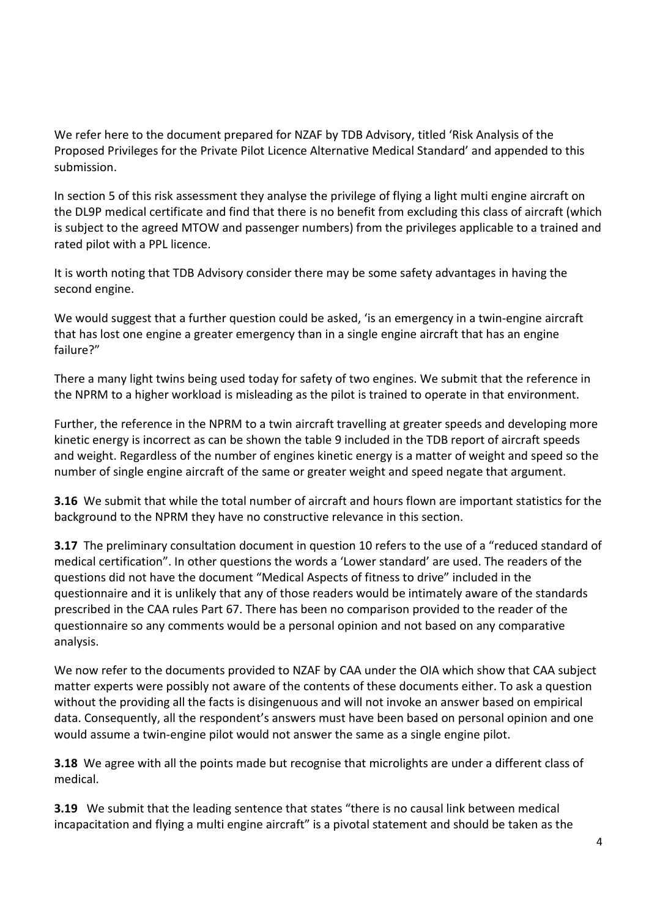We refer here to the document prepared for NZAF by TDB Advisory, titled 'Risk Analysis of the Proposed Privileges for the Private Pilot Licence Alternative Medical Standard' and appended to this submission.

In section 5 of this risk assessment they analyse the privilege of flying a light multi engine aircraft on the DL9P medical certificate and find that there is no benefit from excluding this class of aircraft (which is subject to the agreed MTOW and passenger numbers) from the privileges applicable to a trained and rated pilot with a PPL licence.

It is worth noting that TDB Advisory consider there may be some safety advantages in having the second engine.

We would suggest that a further question could be asked, 'is an emergency in a twin-engine aircraft that has lost one engine a greater emergency than in a single engine aircraft that has an engine failure?"

There a many light twins being used today for safety of two engines. We submit that the reference in the NPRM to a higher workload is misleading as the pilot is trained to operate in that environment.

Further, the reference in the NPRM to a twin aircraft travelling at greater speeds and developing more kinetic energy is incorrect as can be shown the table 9 included in the TDB report of aircraft speeds and weight. Regardless of the number of engines kinetic energy is a matter of weight and speed so the number of single engine aircraft of the same or greater weight and speed negate that argument.

**3.16** We submit that while the total number of aircraft and hours flown are important statistics for the background to the NPRM they have no constructive relevance in this section.

**3.17** The preliminary consultation document in question 10 refers to the use of a "reduced standard of medical certification". In other questions the words a 'Lower standard' are used. The readers of the questions did not have the document "Medical Aspects of fitness to drive" included in the questionnaire and it is unlikely that any of those readers would be intimately aware of the standards prescribed in the CAA rules Part 67. There has been no comparison provided to the reader of the questionnaire so any comments would be a personal opinion and not based on any comparative analysis.

We now refer to the documents provided to NZAF by CAA under the OIA which show that CAA subject matter experts were possibly not aware of the contents of these documents either. To ask a question without the providing all the facts is disingenuous and will not invoke an answer based on empirical data. Consequently, all the respondent's answers must have been based on personal opinion and one would assume a twin-engine pilot would not answer the same as a single engine pilot.

**3.18** We agree with all the points made but recognise that microlights are under a different class of medical.

**3.19** We submit that the leading sentence that states "there is no causal link between medical incapacitation and flying a multi engine aircraft" is a pivotal statement and should be taken as the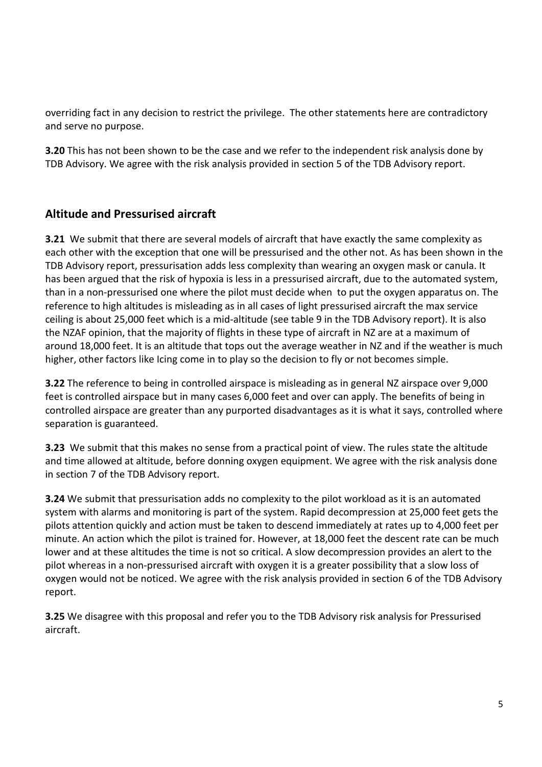overriding fact in any decision to restrict the privilege. The other statements here are contradictory and serve no purpose.

**3.20** This has not been shown to be the case and we refer to the independent risk analysis done by TDB Advisory. We agree with the risk analysis provided in section 5 of the TDB Advisory report.

## Altitude and Pressurised aircraft

**3.21** We submit that there are several models of aircraft that have exactly the same complexity as each other with the exception that one will be pressurised and the other not. As has been shown in the TDB Advisory report, pressurisation adds less complexity than wearing an oxygen mask or canula. It has been argued that the risk of hypoxia is less in a pressurised aircraft, due to the automated system, than in a non-pressurised one where the pilot must decide when to put the oxygen apparatus on. The reference to high altitudes is misleading as in all cases of light pressurised aircraft the max service ceiling is about 25,000 feet which is a mid-altitude (see table 9 in the TDB Advisory report). It is also the NZAF opinion, that the majority of flights in these type of aircraft in NZ are at a maximum of around 18,000 feet. It is an altitude that tops out the average weather in NZ and if the weather is much higher, other factors like Icing come in to play so the decision to fly or not becomes simple.

**3.22** The reference to being in controlled airspace is misleading as in general NZ airspace over 9,000 feet is controlled airspace but in many cases 6,000 feet and over can apply. The benefits of being in controlled airspace are greater than any purported disadvantages as it is what it says, controlled where separation is guaranteed.

**3.23** We submit that this makes no sense from a practical point of view. The rules state the altitude and time allowed at altitude, before donning oxygen equipment. We agree with the risk analysis done in section 7 of the TDB Advisory report.

**3.24** We submit that pressurisation adds no complexity to the pilot workload as it is an automated system with alarms and monitoring is part of the system. Rapid decompression at 25,000 feet gets the pilots attention quickly and action must be taken to descend immediately at rates up to 4,000 feet per minute. An action which the pilot is trained for. However, at 18,000 feet the descent rate can be much lower and at these altitudes the time is not so critical. A slow decompression provides an alert to the pilot whereas in a non-pressurised aircraft with oxygen it is a greater possibility that a slow loss of oxygen would not be noticed. We agree with the risk analysis provided in section 6 of the TDB Advisory report.

**3.25** We disagree with this proposal and refer you to the TDB Advisory risk analysis for Pressurised aircraft.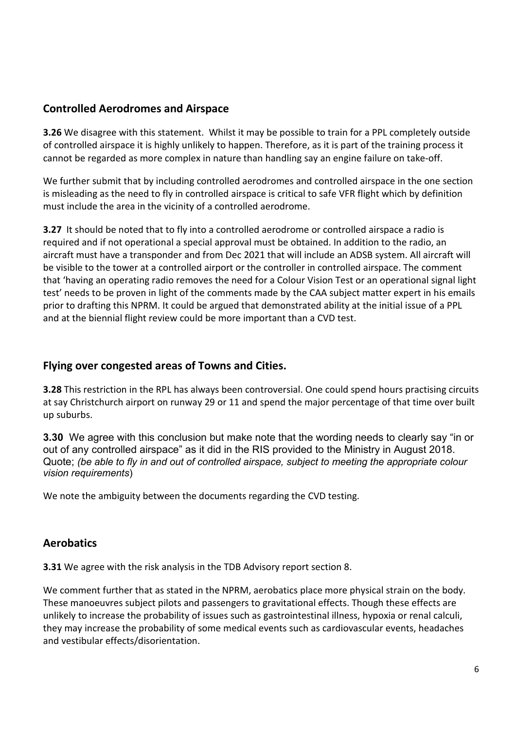## Controlled Aerodromes and Airspace

**3.26** We disagree with this statement. Whilst it may be possible to train for a PPL completely outside of controlled airspace it is highly unlikely to happen. Therefore, as it is part of the training process it cannot be regarded as more complex in nature than handling say an engine failure on take-off.

We further submit that by including controlled aerodromes and controlled airspace in the one section is misleading as the need to fly in controlled airspace is critical to safe VFR flight which by definition must include the area in the vicinity of a controlled aerodrome.

**3.27** It should be noted that to fly into a controlled aerodrome or controlled airspace a radio is required and if not operational a special approval must be obtained. In addition to the radio, an aircraft must have a transponder and from Dec 2021 that will include an ADSB system. All aircraft will be visible to the tower at a controlled airport or the controller in controlled airspace. The comment that 'having an operating radio removes the need for a Colour Vision Test or an operational signal light test' needs to be proven in light of the comments made by the CAA subject matter expert in his emails prior to drafting this NPRM. It could be argued that demonstrated ability at the initial issue of a PPL and at the biennial flight review could be more important than a CVD test.

## Flying over congested areas of Towns and Cities.

**3.28** This restriction in the RPL has always been controversial. One could spend hours practising circuits at say Christchurch airport on runway 29 or 11 and spend the major percentage of that time over built up suburbs.

**3.30** We agree with this conclusion but make note that the wording needs to clearly say "in or out of any controlled airspace" as it did in the RIS provided to the Ministry in August 2018. Quote; *(be able to fly in and out of controlled airspace, subject to meeting the appropriate colour vision requirements*)

We note the ambiguity between the documents regarding the CVD testing.

## Aerobatics

**3.31** We agree with the risk analysis in the TDB Advisory report section 8.

We comment further that as stated in the NPRM, aerobatics place more physical strain on the body. These manoeuvres subject pilots and passengers to gravitational effects. Though these effects are unlikely to increase the probability of issues such as gastrointestinal illness, hypoxia or renal calculi, they may increase the probability of some medical events such as cardiovascular events, headaches and vestibular effects/disorientation.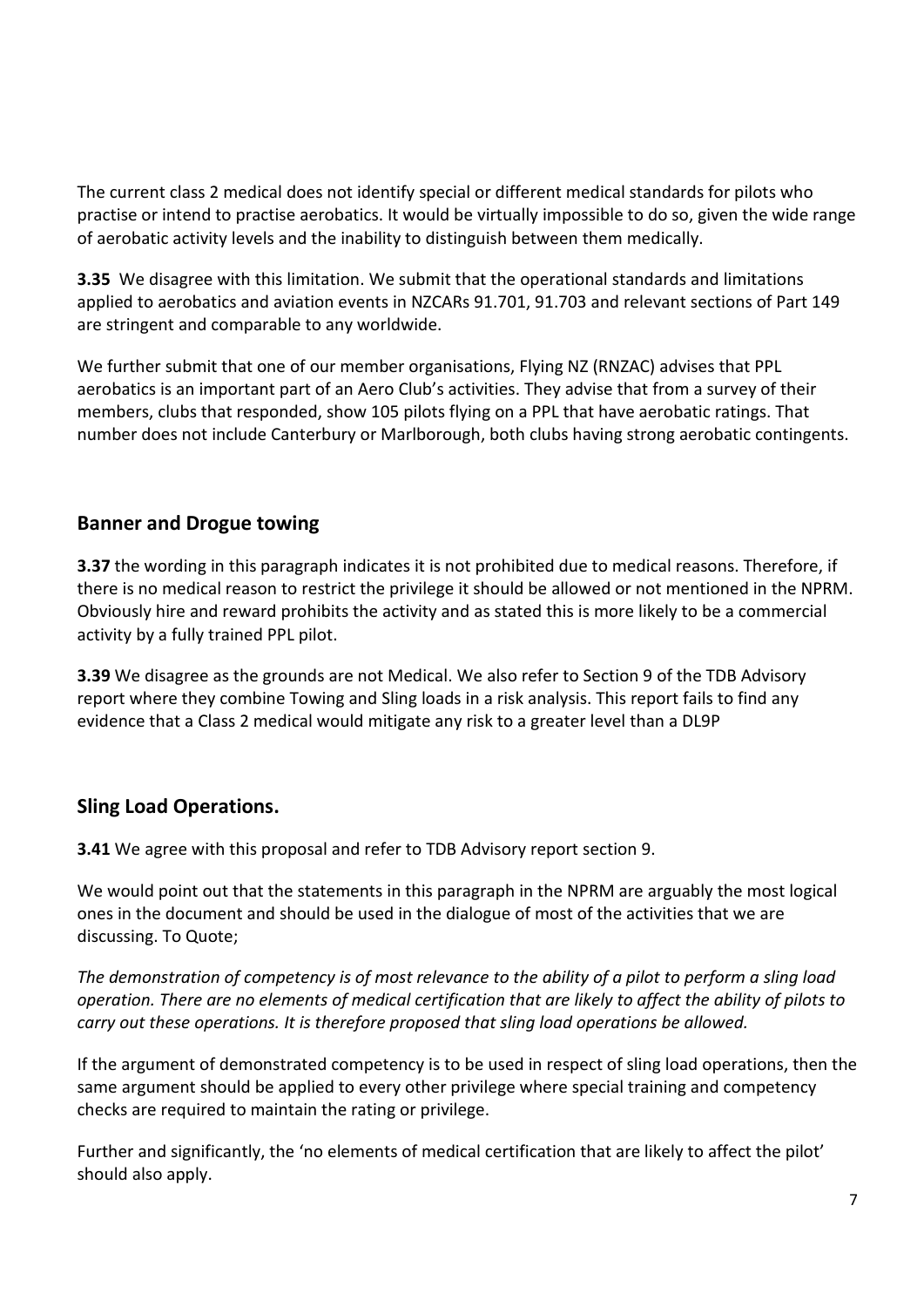The current class 2 medical does not identify special or different medical standards for pilots who practise or intend to practise aerobatics. It would be virtually impossible to do so, given the wide range of aerobatic activity levels and the inability to distinguish between them medically.

**3.35** We disagree with this limitation. We submit that the operational standards and limitations applied to aerobatics and aviation events in NZCARs 91.701, 91.703 and relevant sections of Part 149 are stringent and comparable to any worldwide.

We further submit that one of our member organisations, Flying NZ (RNZAC) advises that PPL aerobatics is an important part of an Aero Club's activities. They advise that from a survey of their members, clubs that responded, show 105 pilots flying on a PPL that have aerobatic ratings. That number does not include Canterbury or Marlborough, both clubs having strong aerobatic contingents.

## Banner and Drogue towing

**3.37** the wording in this paragraph indicates it is not prohibited due to medical reasons. Therefore, if there is no medical reason to restrict the privilege it should be allowed or not mentioned in the NPRM. Obviously hire and reward prohibits the activity and as stated this is more likely to be a commercial activity by a fully trained PPL pilot.

**3.39** We disagree as the grounds are not Medical. We also refer to Section 9 of the TDB Advisory report where they combine Towing and Sling loads in a risk analysis. This report fails to find any evidence that a Class 2 medical would mitigate any risk to a greater level than a DL9P

## Sling Load Operations.

**3.41** We agree with this proposal and refer to TDB Advisory report section 9.

We would point out that the statements in this paragraph in the NPRM are arguably the most logical ones in the document and should be used in the dialogue of most of the activities that we are discussing. To Quote;

*The demonstration of competency is of most relevance to the ability of a pilot to perform a sling load operation. There are no elements of medical certification that are likely to affect the ability of pilots to carry out these operations. It is therefore proposed that sling load operations be allowed.*

If the argument of demonstrated competency is to be used in respect of sling load operations, then the same argument should be applied to every other privilege where special training and competency checks are required to maintain the rating or privilege.

Further and significantly, the 'no elements of medical certification that are likely to affect the pilot' should also apply.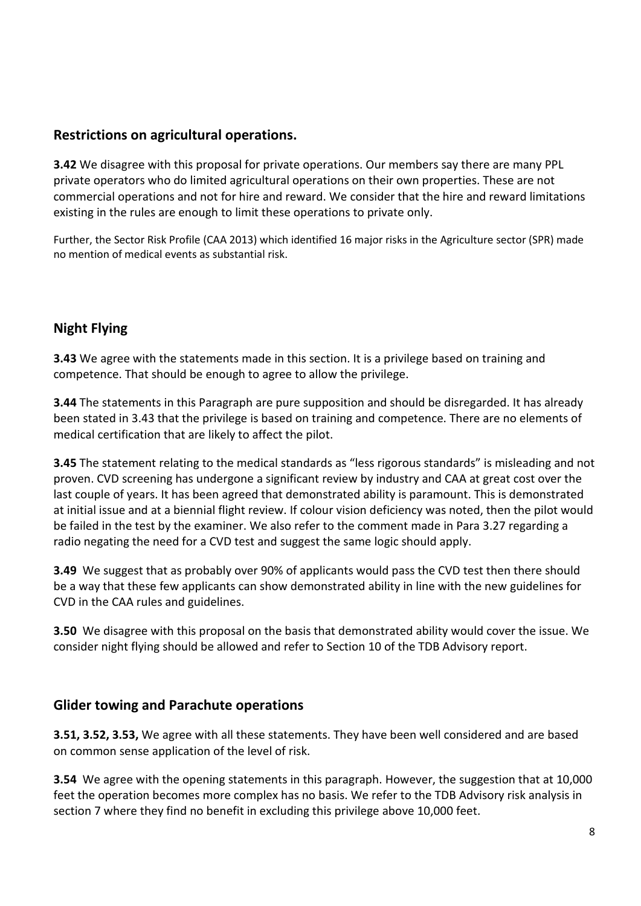## Restrictions on agricultural operations.

**3.42** We disagree with this proposal for private operations. Our members say there are many PPL private operators who do limited agricultural operations on their own properties. These are not commercial operations and not for hire and reward. We consider that the hire and reward limitations existing in the rules are enough to limit these operations to private only.

Further, the Sector Risk Profile (CAA 2013) which identified 16 major risks in the Agriculture sector (SPR) made no mention of medical events as substantial risk.

## Night Flying

**3.43** We agree with the statements made in this section. It is a privilege based on training and competence. That should be enough to agree to allow the privilege.

**3.44** The statements in this Paragraph are pure supposition and should be disregarded. It has already been stated in 3.43 that the privilege is based on training and competence. There are no elements of medical certification that are likely to affect the pilot.

**3.45** The statement relating to the medical standards as "less rigorous standards" is misleading and not proven. CVD screening has undergone a significant review by industry and CAA at great cost over the last couple of years. It has been agreed that demonstrated ability is paramount. This is demonstrated at initial issue and at a biennial flight review. If colour vision deficiency was noted, then the pilot would be failed in the test by the examiner. We also refer to the comment made in Para 3.27 regarding a radio negating the need for a CVD test and suggest the same logic should apply.

**3.49** We suggest that as probably over 90% of applicants would pass the CVD test then there should be a way that these few applicants can show demonstrated ability in line with the new guidelines for CVD in the CAA rules and guidelines.

**3.50** We disagree with this proposal on the basis that demonstrated ability would cover the issue. We consider night flying should be allowed and refer to Section 10 of the TDB Advisory report.

## Glider towing and Parachute operations

**3.51, 3.52, 3.53,** We agree with all these statements. They have been well considered and are based on common sense application of the level of risk.

**3.54** We agree with the opening statements in this paragraph. However, the suggestion that at 10,000 feet the operation becomes more complex has no basis. We refer to the TDB Advisory risk analysis in section 7 where they find no benefit in excluding this privilege above 10,000 feet.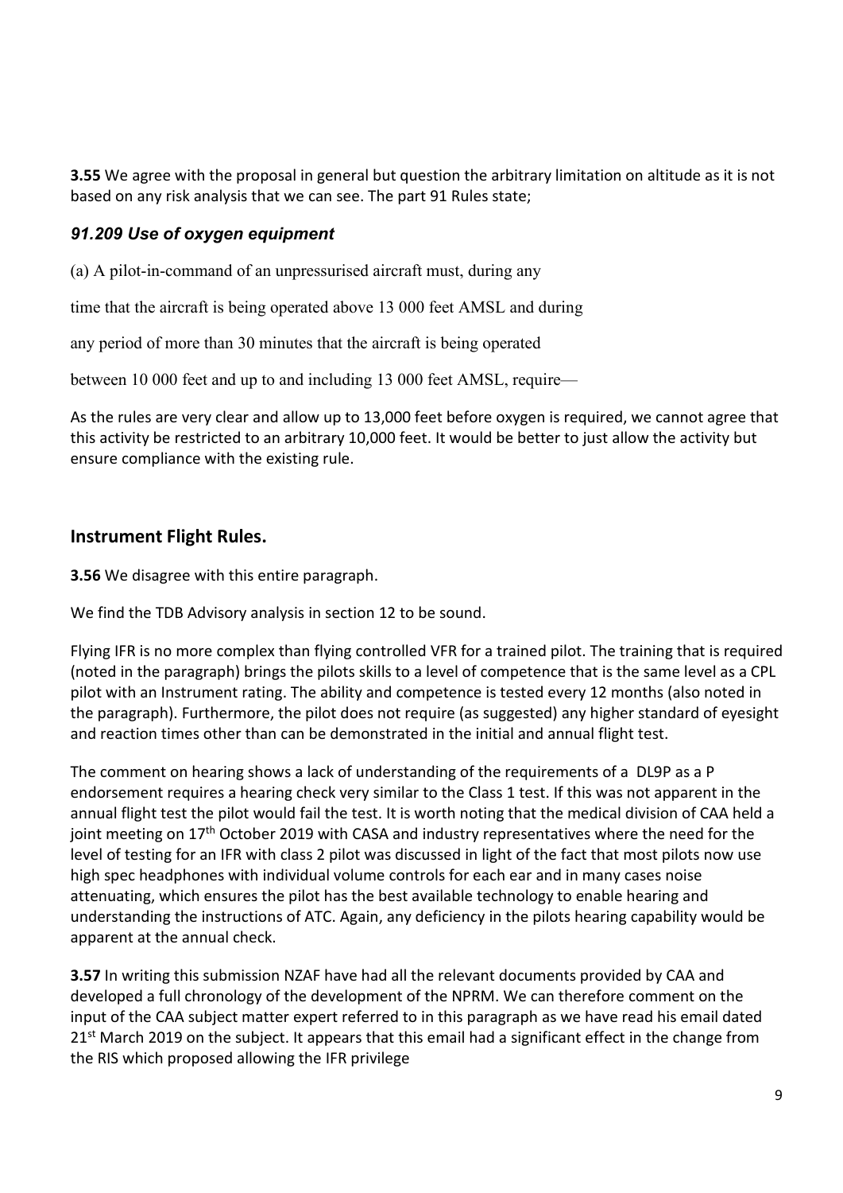**3.55** We agree with the proposal in general but question the arbitrary limitation on altitude as it is not based on any risk analysis that we can see. The part 91 Rules state;

### *91.209 Use of oxygen equipment*

(a) A pilot-in-command of an unpressurised aircraft must, during any

time that the aircraft is being operated above 13 000 feet AMSL and during

any period of more than 30 minutes that the aircraft is being operated

between 10 000 feet and up to and including 13 000 feet AMSL, require—

As the rules are very clear and allow up to 13,000 feet before oxygen is required, we cannot agree that this activity be restricted to an arbitrary 10,000 feet. It would be better to just allow the activity but ensure compliance with the existing rule.

## Instrument Flight Rules.

**3.56** We disagree with this entire paragraph.

We find the TDB Advisory analysis in section 12 to be sound.

Flying IFR is no more complex than flying controlled VFR for a trained pilot. The training that is required (noted in the paragraph) brings the pilots skills to a level of competence that is the same level as a CPL pilot with an Instrument rating. The ability and competence is tested every 12 months (also noted in the paragraph). Furthermore, the pilot does not require (as suggested) any higher standard of eyesight and reaction times other than can be demonstrated in the initial and annual flight test.

The comment on hearing shows a lack of understanding of the requirements of a DL9P as a P endorsement requires a hearing check very similar to the Class 1 test. If this was not apparent in the annual flight test the pilot would fail the test. It is worth noting that the medical division of CAA held a joint meeting on 17th October 2019 with CASA and industry representatives where the need for the level of testing for an IFR with class 2 pilot was discussed in light of the fact that most pilots now use high spec headphones with individual volume controls for each ear and in many cases noise attenuating, which ensures the pilot has the best available technology to enable hearing and understanding the instructions of ATC. Again, any deficiency in the pilots hearing capability would be apparent at the annual check.

**3.57** In writing this submission NZAF have had all the relevant documents provided by CAA and developed a full chronology of the development of the NPRM. We can therefore comment on the input of the CAA subject matter expert referred to in this paragraph as we have read his email dated 21st March 2019 on the subject. It appears that this email had a significant effect in the change from the RIS which proposed allowing the IFR privilege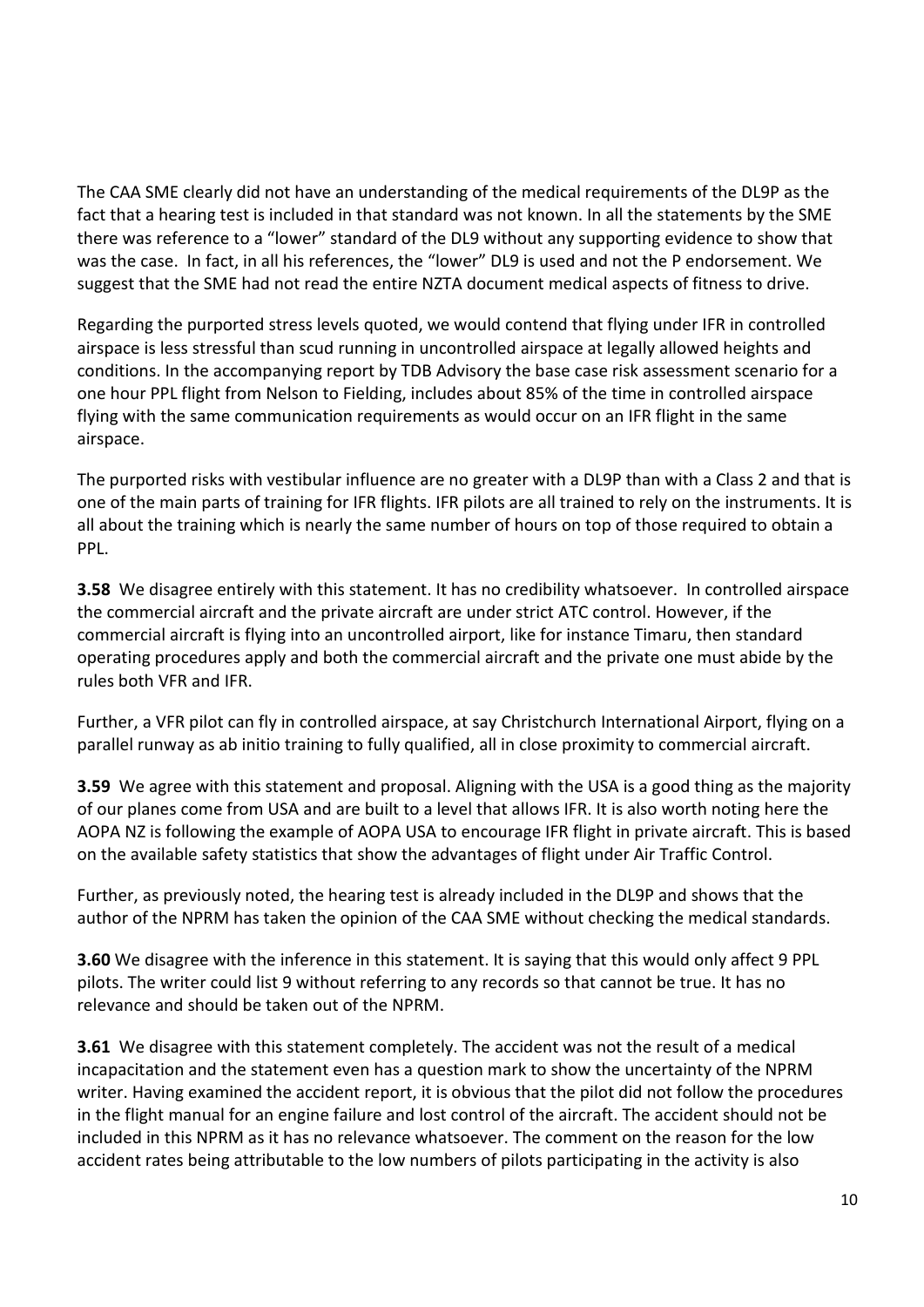The CAA SME clearly did not have an understanding of the medical requirements of the DL9P as the fact that a hearing test is included in that standard was not known. In all the statements by the SME there was reference to a "lower" standard of the DL9 without any supporting evidence to show that was the case. In fact, in all his references, the "lower" DL9 is used and not the P endorsement. We suggest that the SME had not read the entire NZTA document medical aspects of fitness to drive.

Regarding the purported stress levels quoted, we would contend that flying under IFR in controlled airspace is less stressful than scud running in uncontrolled airspace at legally allowed heights and conditions. In the accompanying report by TDB Advisory the base case risk assessment scenario for a one hour PPL flight from Nelson to Fielding, includes about 85% of the time in controlled airspace flying with the same communication requirements as would occur on an IFR flight in the same airspace.

The purported risks with vestibular influence are no greater with a DL9P than with a Class 2 and that is one of the main parts of training for IFR flights. IFR pilots are all trained to rely on the instruments. It is all about the training which is nearly the same number of hours on top of those required to obtain a PPL.

**3.58** We disagree entirely with this statement. It has no credibility whatsoever. In controlled airspace the commercial aircraft and the private aircraft are under strict ATC control. However, if the commercial aircraft is flying into an uncontrolled airport, like for instance Timaru, then standard operating procedures apply and both the commercial aircraft and the private one must abide by the rules both VFR and IFR.

Further, a VFR pilot can fly in controlled airspace, at say Christchurch International Airport, flying on a parallel runway as ab initio training to fully qualified, all in close proximity to commercial aircraft.

**3.59** We agree with this statement and proposal. Aligning with the USA is a good thing as the majority of our planes come from USA and are built to a level that allows IFR. It is also worth noting here the AOPA NZ is following the example of AOPA USA to encourage IFR flight in private aircraft. This is based on the available safety statistics that show the advantages of flight under Air Traffic Control.

Further, as previously noted, the hearing test is already included in the DL9P and shows that the author of the NPRM has taken the opinion of the CAA SME without checking the medical standards.

**3.60** We disagree with the inference in this statement. It is saying that this would only affect 9 PPL pilots. The writer could list 9 without referring to any records so that cannot be true. It has no relevance and should be taken out of the NPRM.

**3.61** We disagree with this statement completely. The accident was not the result of a medical incapacitation and the statement even has a question mark to show the uncertainty of the NPRM writer. Having examined the accident report, it is obvious that the pilot did not follow the procedures in the flight manual for an engine failure and lost control of the aircraft. The accident should not be included in this NPRM as it has no relevance whatsoever. The comment on the reason for the low accident rates being attributable to the low numbers of pilots participating in the activity is also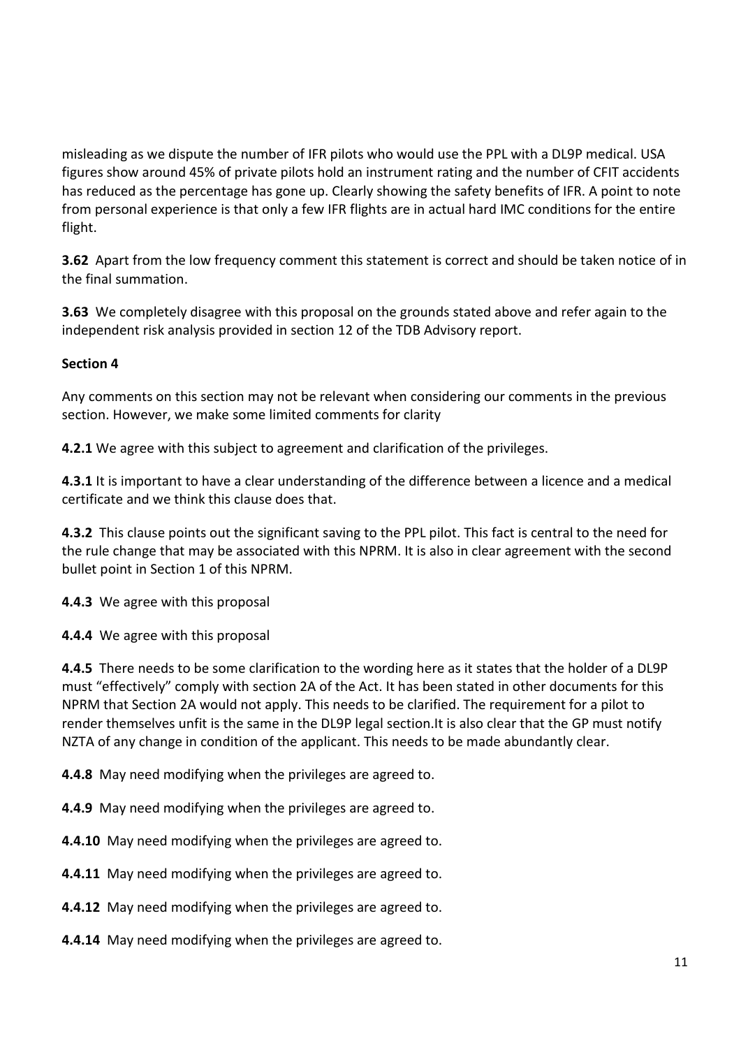misleading as we dispute the number of IFR pilots who would use the PPL with a DL9P medical. USA figures show around 45% of private pilots hold an instrument rating and the number of CFIT accidents has reduced as the percentage has gone up. Clearly showing the safety benefits of IFR. A point to note from personal experience is that only a few IFR flights are in actual hard IMC conditions for the entire flight.

**3.62** Apart from the low frequency comment this statement is correct and should be taken notice of in the final summation.

**3.63** We completely disagree with this proposal on the grounds stated above and refer again to the independent risk analysis provided in section 12 of the TDB Advisory report.

**Section 4**

Any comments on this section may not be relevant when considering our comments in the previous section. However, we make some limited comments for clarity

**4.2.1** We agree with this subject to agreement and clarification of the privileges.

**4.3.1** It is important to have a clear understanding of the difference between a licence and a medical certificate and we think this clause does that.

**4.3.2** This clause points out the significant saving to the PPL pilot. This fact is central to the need for the rule change that may be associated with this NPRM. It is also in clear agreement with the second bullet point in Section 1 of this NPRM.

**4.4.3** We agree with this proposal

**4.4.4** We agree with this proposal

**4.4.5** There needs to be some clarification to the wording here as it states that the holder of a DL9P must "effectively" comply with section 2A of the Act. It has been stated in other documents for this NPRM that Section 2A would not apply. This needs to be clarified. The requirement for a pilot to render themselves unfit is the same in the DL9P legal section.It is also clear that the GP must notify NZTA of any change in condition of the applicant. This needs to be made abundantly clear.

**4.4.8** May need modifying when the privileges are agreed to.

**4.4.9** May need modifying when the privileges are agreed to.

**4.4.10** May need modifying when the privileges are agreed to.

**4.4.11** May need modifying when the privileges are agreed to.

**4.4.12** May need modifying when the privileges are agreed to.

**4.4.14** May need modifying when the privileges are agreed to.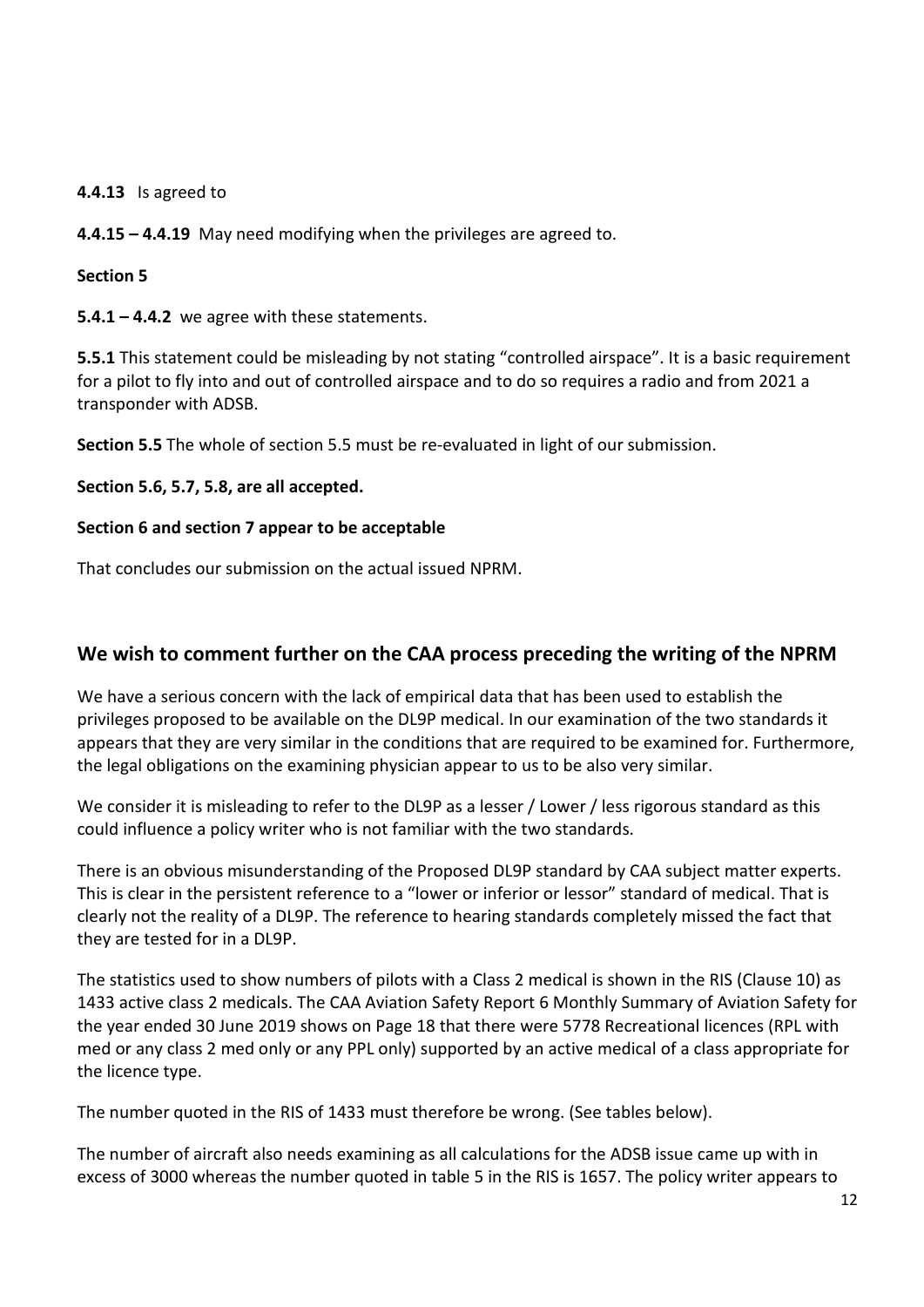**4.4.13** Is agreed to

**4.4.15 – 4.4.19** May need modifying when the privileges are agreed to.

**Section 5**

**5.4.1 – 4.4.2** we agree with these statements.

**5.5.1** This statement could be misleading by not stating "controlled airspace". It is a basic requirement for a pilot to fly into and out of controlled airspace and to do so requires a radio and from 2021 a transponder with ADSB.

**Section 5.5** The whole of section 5.5 must be re-evaluated in light of our submission.

**Section 5.6, 5.7, 5.8, are all accepted.**

**Section 6 and section 7 appear to be acceptable**

That concludes our submission on the actual issued NPRM.

## We wish to comment further on the CAA process preceding the writing of the NPRM

We have a serious concern with the lack of empirical data that has been used to establish the privileges proposed to be available on the DL9P medical. In our examination of the two standards it appears that they are very similar in the conditions that are required to be examined for. Furthermore, the legal obligations on the examining physician appear to us to be also very similar.

We consider it is misleading to refer to the DL9P as a lesser / Lower / less rigorous standard as this could influence a policy writer who is not familiar with the two standards.

There is an obvious misunderstanding of the Proposed DL9P standard by CAA subject matter experts. This is clear in the persistent reference to a "lower or inferior or lessor" standard of medical. That is clearly not the reality of a DL9P. The reference to hearing standards completely missed the fact that they are tested for in a DL9P.

The statistics used to show numbers of pilots with a Class 2 medical is shown in the RIS (Clause 10) as 1433 active class 2 medicals. The CAA Aviation Safety Report 6 Monthly Summary of Aviation Safety for the year ended 30 June 2019 shows on Page 18 that there were 5778 Recreational licences (RPL with med or any class 2 med only or any PPL only) supported by an active medical of a class appropriate for the licence type.

The number quoted in the RIS of 1433 must therefore be wrong. (See tables below).

The number of aircraft also needs examining as all calculations for the ADSB issue came up with in excess of 3000 whereas the number quoted in table 5 in the RIS is 1657. The policy writer appears to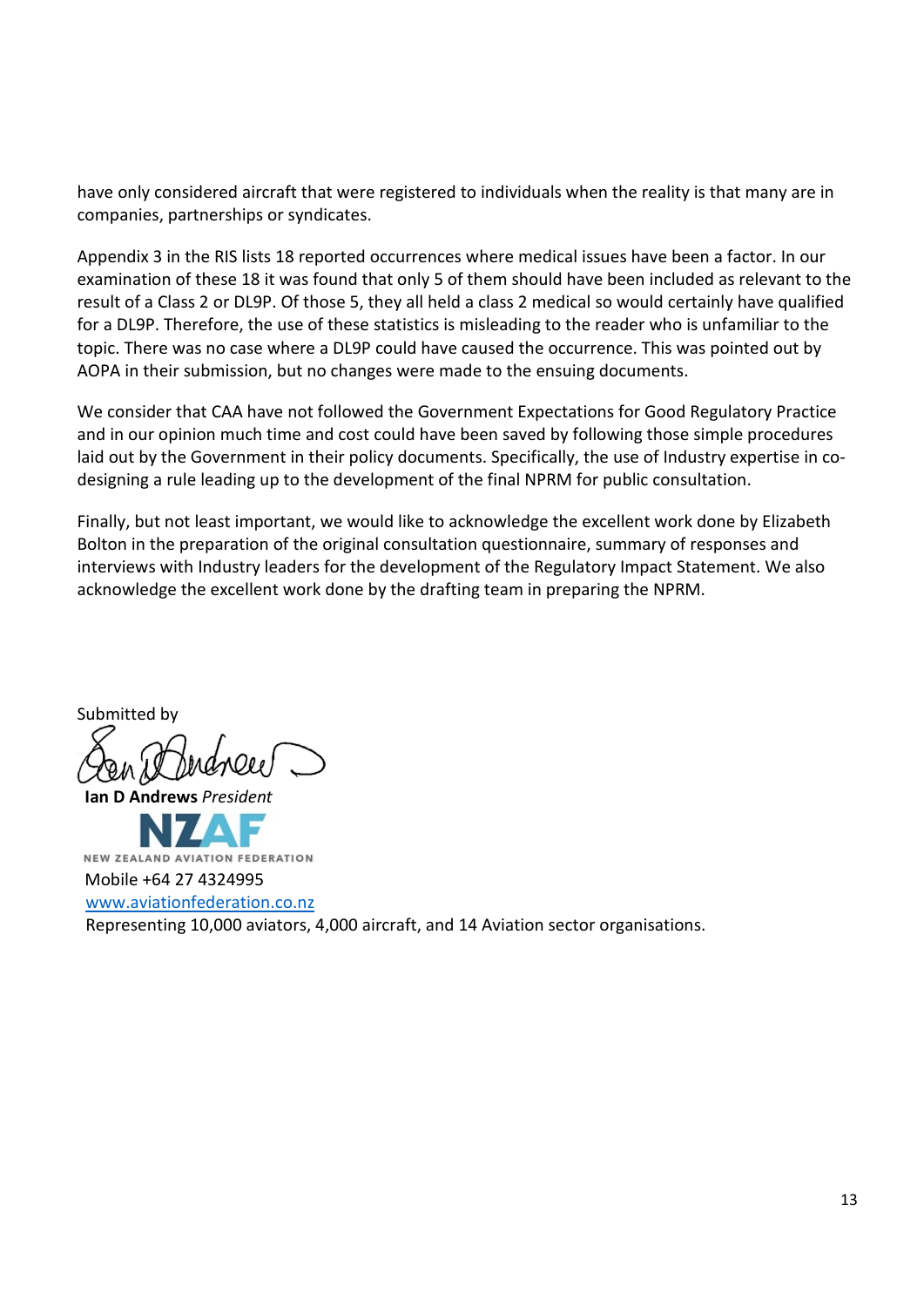have only considered aircraft that were registered to individuals when the reality is that many are in companies, partnerships or syndicates.

Appendix 3 in the RIS lists 18 reported occurrences where medical issues have been a factor. In our examination of these 18 it was found that only 5 of them should have been included as relevant to the result of a Class 2 or DL9P. Of those 5, they all held a class 2 medical so would certainly have qualified for a DL9P. Therefore, the use of these statistics is misleading to the reader who is unfamiliar to the topic. There was no case where a DL9P could have caused the occurrence. This was pointed out by AOPA in their submission, but no changes were made to the ensuing documents.

We consider that CAA have not followed the Government Expectations for Good Regulatory Practice and in our opinion much time and cost could have been saved by following those simple procedures laid out by the Government in their policy documents. Specifically, the use of Industry expertise in co-designing a rule leading up to the development of the final NPRM for public consultation.

Finally, but not least important, we would like to acknowledge the excellent work done by Elizabeth Bolton in the preparation of the original consultation questionnaire, summary of responses and interviews with Industry leaders for the development of the Regulatory Impact Statement. We also acknowledge the excellent work done by the drafting team in preparing the NPRM.

Submitted by

**Ian D Andrews** *President*

NZAF
NEW ZEALAND AVIATION FEDERATION

Mobile +64 27 4324995

www.aviationfederation.co.nz

Representing 10,000 aviators, 4,000 aircraft, and 14 Aviation sector organisations.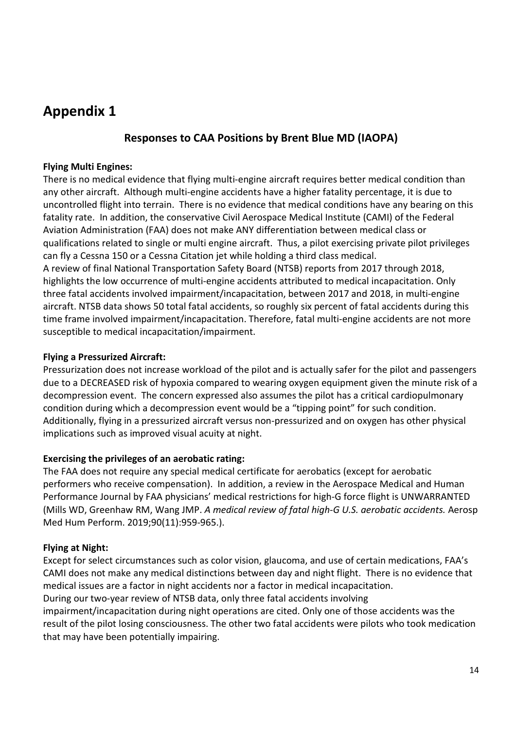# Appendix 1

## Responses to CAA Positions by Brent Blue MD (IAOPA)

**Flying Multi Engines:**

There is no medical evidence that flying multi-engine aircraft requires better medical condition than any other aircraft. Although multi-engine accidents have a higher fatality percentage, it is due to uncontrolled flight into terrain. There is no evidence that medical conditions have any bearing on this fatality rate. In addition, the conservative Civil Aerospace Medical Institute (CAMI) of the Federal Aviation Administration (FAA) does not make ANY differentiation between medical class or qualifications related to single or multi engine aircraft. Thus, a pilot exercising private pilot privileges can fly a Cessna 150 or a Cessna Citation jet while holding a third class medical.

A review of final National Transportation Safety Board (NTSB) reports from 2017 through 2018, highlights the low occurrence of multi-engine accidents attributed to medical incapacitation. Only three fatal accidents involved impairment/incapacitation, between 2017 and 2018, in multi-engine aircraft. NTSB data shows 50 total fatal accidents, so roughly six percent of fatal accidents during this time frame involved impairment/incapacitation. Therefore, fatal multi-engine accidents are not more susceptible to medical incapacitation/impairment.

**Flying a Pressurized Aircraft:**

Pressurization does not increase workload of the pilot and is actually safer for the pilot and passengers due to a DECREASED risk of hypoxia compared to wearing oxygen equipment given the minute risk of a decompression event. The concern expressed also assumes the pilot has a critical cardiopulmonary condition during which a decompression event would be a "tipping point" for such condition. Additionally, flying in a pressurized aircraft versus non-pressurized and on oxygen has other physical implications such as improved visual acuity at night.

**Exercising the privileges of an aerobatic rating:**

The FAA does not require any special medical certificate for aerobatics (except for aerobatic performers who receive compensation). In addition, a review in the Aerospace Medical and Human Performance Journal by FAA physicians' medical restrictions for high-G force flight is UNWARRANTED (Mills WD, Greenhaw RM, Wang JMP. *A medical review of fatal high-G U.S. aerobatic accidents.* Aerosp Med Hum Perform. 2019;90(11):959-965.).

**Flying at Night:**

Except for select circumstances such as color vision, glaucoma, and use of certain medications, FAA's CAMI does not make any medical distinctions between day and night flight. There is no evidence that medical issues are a factor in night accidents nor a factor in medical incapacitation.

During our two-year review of NTSB data, only three fatal accidents involving impairment/incapacitation during night operations are cited. Only one of those accidents was the result of the pilot losing consciousness. The other two fatal accidents were pilots who took medication that may have been potentially impairing.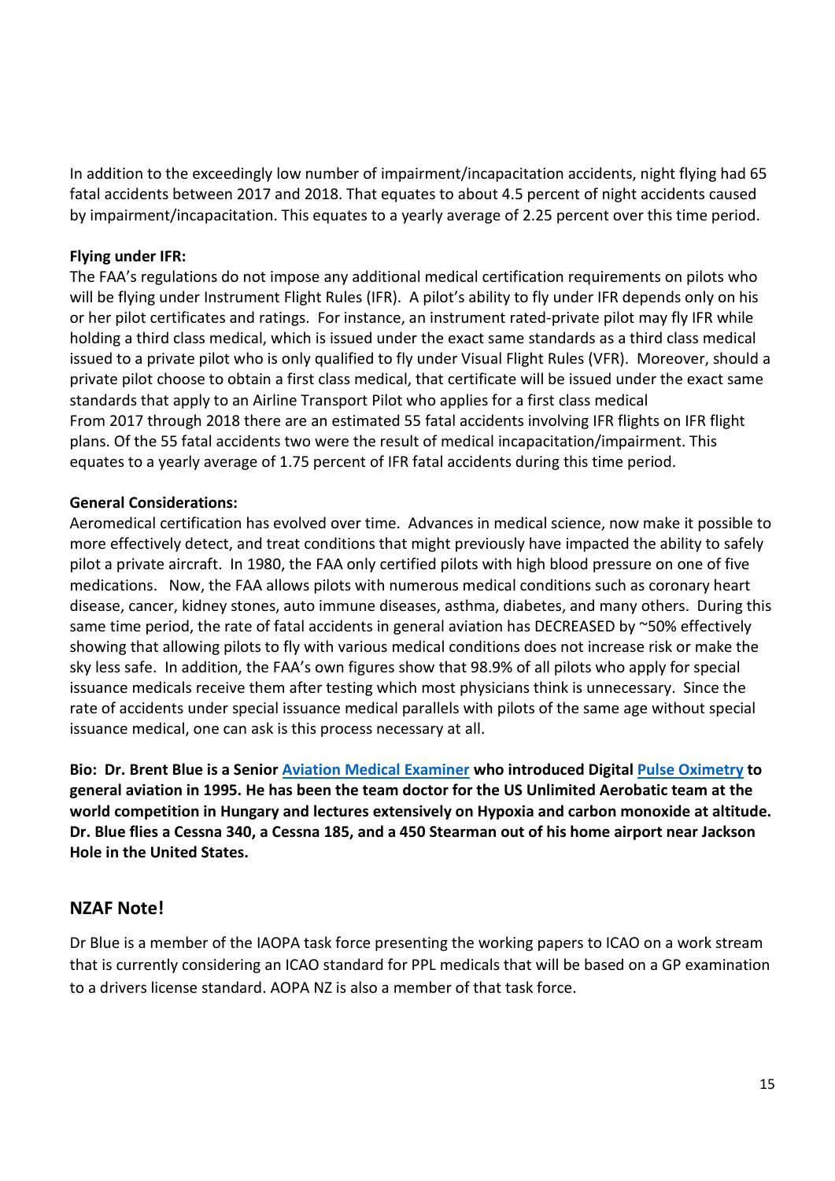In addition to the exceedingly low number of impairment/incapacitation accidents, night flying had 65 fatal accidents between 2017 and 2018. That equates to about 4.5 percent of night accidents caused by impairment/incapacitation. This equates to a yearly average of 2.25 percent over this time period.

**Flying under IFR:**

The FAA's regulations do not impose any additional medical certification requirements on pilots who will be flying under Instrument Flight Rules (IFR). A pilot's ability to fly under IFR depends only on his or her pilot certificates and ratings. For instance, an instrument rated-private pilot may fly IFR while holding a third class medical, which is issued under the exact same standards as a third class medical issued to a private pilot who is only qualified to fly under Visual Flight Rules (VFR). Moreover, should a private pilot choose to obtain a first class medical, that certificate will be issued under the exact same standards that apply to an Airline Transport Pilot who applies for a first class medical

From 2017 through 2018 there are an estimated 55 fatal accidents involving IFR flights on IFR flight plans. Of the 55 fatal accidents two were the result of medical incapacitation/impairment. This equates to a yearly average of 1.75 percent of IFR fatal accidents during this time period.

**General Considerations:**

Aeromedical certification has evolved over time. Advances in medical science, now make it possible to more effectively detect, and treat conditions that might previously have impacted the ability to safely pilot a private aircraft. In 1980, the FAA only certified pilots with high blood pressure on one of five medications. Now, the FAA allows pilots with numerous medical conditions such as coronary heart disease, cancer, kidney stones, auto immune diseases, asthma, diabetes, and many others. During this same time period, the rate of fatal accidents in general aviation has DECREASED by ~50% effectively showing that allowing pilots to fly with various medical conditions does not increase risk or make the sky less safe. In addition, the FAA's own figures show that 98.9% of all pilots who apply for special issuance medicals receive them after testing which most physicians think is unnecessary. Since the rate of accidents under special issuance medical parallels with pilots of the same age without special issuance medical, one can ask is this process necessary at all.

**Bio: Dr. Brent Blue is a Senior Aviation Medical Examiner who introduced Digital Pulse Oximetry to general aviation in 1995. He has been the team doctor for the US Unlimited Aerobatic team at the world competition in Hungary and lectures extensively on Hypoxia and carbon monoxide at altitude. Dr. Blue flies a Cessna 340, a Cessna 185, and a 450 Stearman out of his home airport near Jackson Hole in the United States.**

## NZAF Note!

Dr Blue is a member of the IAOPA task force presenting the working papers to ICAO on a work stream that is currently considering an ICAO standard for PPL medicals that will be based on a GP examination to a drivers license standard. AOPA NZ is also a member of that task force.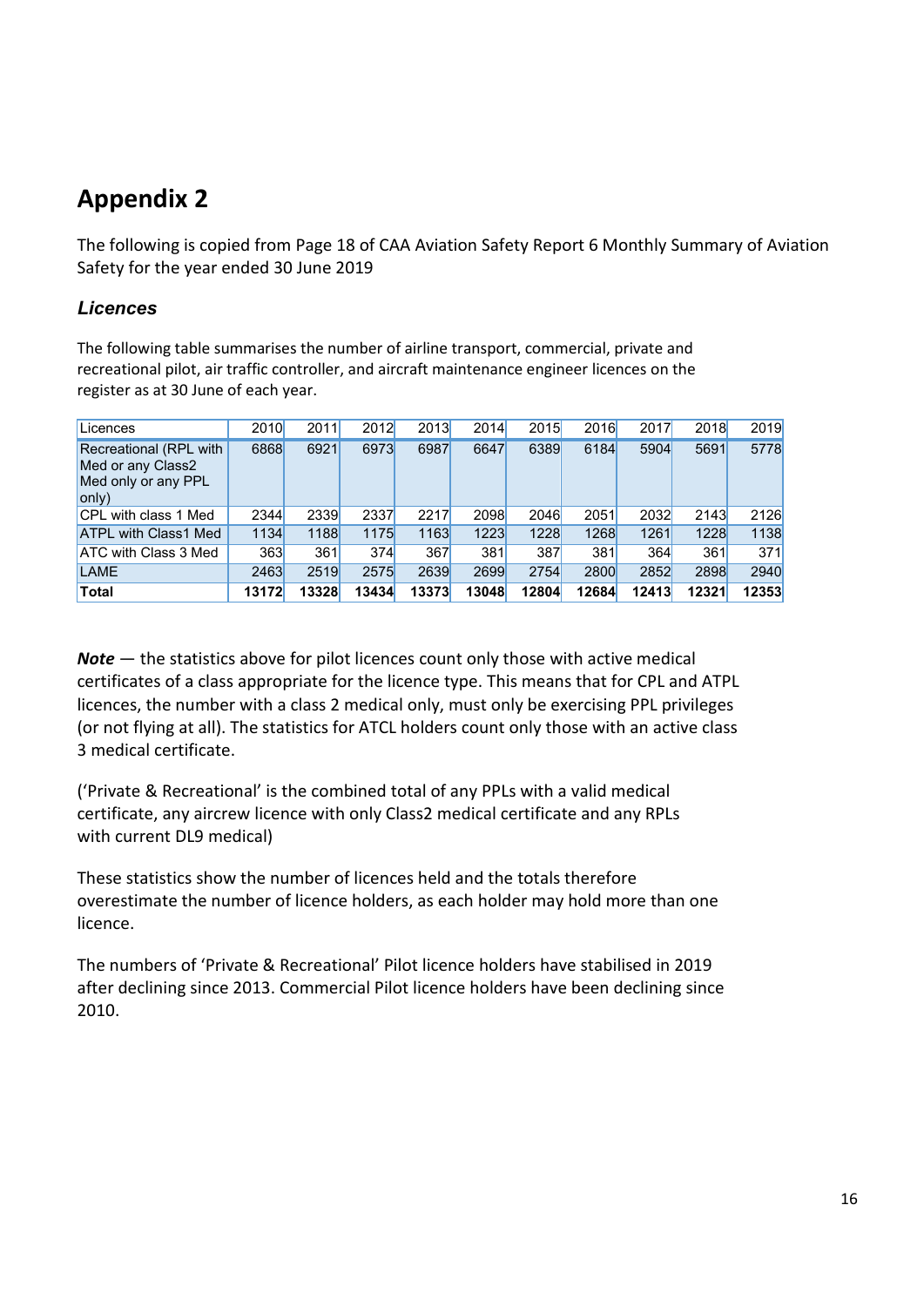# Appendix 2

The following is copied from Page 18 of CAA Aviation Safety Report 6 Monthly Summary of Aviation Safety for the year ended 30 June 2019

### *Licences*

The following table summarises the number of airline transport, commercial, private and recreational pilot, air traffic controller, and aircraft maintenance engineer licences on the register as at 30 June of each year.

| Licences | 2010 | 2011 | 2012 | 2013 | 2014 | 2015 | 2016 | 2017 | 2018 | 2019 |
|---|---|---|---|---|---|---|---|---|---|---|
| Recreational (RPL with Med or any Class2 Med only or any PPL only) | 6868 | 6921 | 6973 | 6987 | 6647 | 6389 | 6184 | 5904 | 5691 | 5778 |
| CPL with class 1 Med | 2344 | 2339 | 2337 | 2217 | 2098 | 2046 | 2051 | 2032 | 2143 | 2126 |
| ATPL with Class1 Med | 1134 | 1188 | 1175 | 1163 | 1223 | 1228 | 1268 | 1261 | 1228 | 1138 |
| ATC with Class 3 Med | 363 | 361 | 374 | 367 | 381 | 387 | 381 | 364 | 361 | 371 |
| LAME | 2463 | 2519 | 2575 | 2639 | 2699 | 2754 | 2800 | 2852 | 2898 | 2940 |
| **Total** | **13172** | **13328** | **13434** | **13373** | **13048** | **12804** | **12684** | **12413** | **12321** | **12353** |

***Note*** — the statistics above for pilot licences count only those with active medical certificates of a class appropriate for the licence type. This means that for CPL and ATPL licences, the number with a class 2 medical only, must only be exercising PPL privileges (or not flying at all). The statistics for ATCL holders count only those with an active class 3 medical certificate.

('Private & Recreational' is the combined total of any PPLs with a valid medical certificate, any aircrew licence with only Class2 medical certificate and any RPLs with current DL9 medical)

These statistics show the number of licences held and the totals therefore overestimate the number of licence holders, as each holder may hold more than one licence.

The numbers of 'Private & Recreational' Pilot licence holders have stabilised in 2019 after declining since 2013. Commercial Pilot licence holders have been declining since 2010.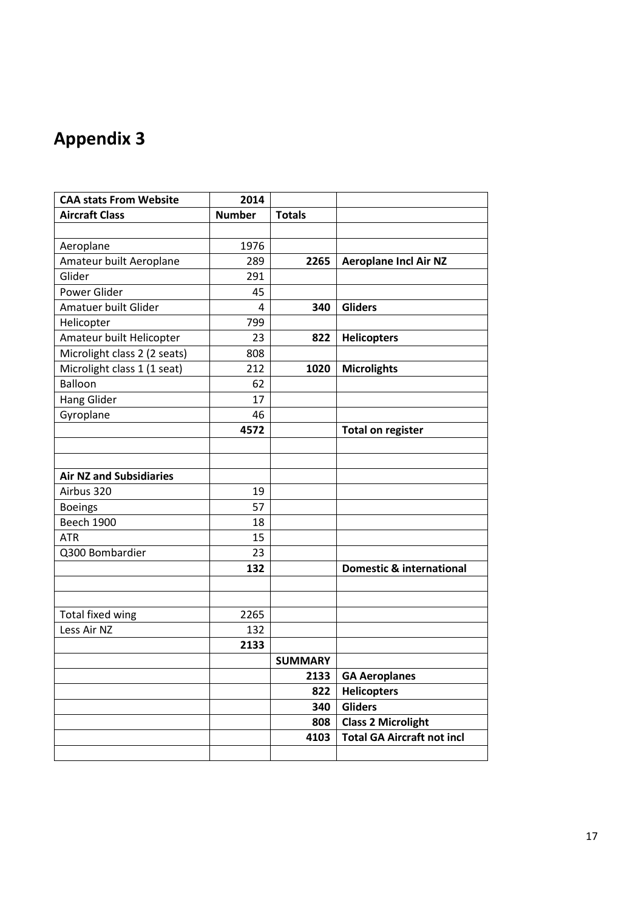# Appendix 3

| CAA stats From Website | 2014 | | |
|---|---|---|---|
| **Aircraft Class** | **Number** | **Totals** | |
| | | | |
| Aeroplane | 1976 | | |
| Amateur built Aeroplane | 289 | **2265** | **Aeroplane Incl Air NZ** |
| Glider | 291 | | |
| Power Glider | 45 | | |
| Amatuer built Glider | 4 | **340** | **Gliders** |
| Helicopter | 799 | | |
| Amateur built Helicopter | 23 | **822** | **Helicopters** |
| Microlight class 2 (2 seats) | 808 | | |
| Microlight class 1 (1 seat) | 212 | **1020** | **Microlights** |
| Balloon | 62 | | |
| Hang Glider | 17 | | |
| Gyroplane | 46 | | |
| | **4572** | | **Total on register** |
| | | | |
| | | | |
| **Air NZ and Subsidiaries** | | | |
| Airbus 320 | 19 | | |
| Boeings | 57 | | |
| Beech 1900 | 18 | | |
| ATR | 15 | | |
| Q300 Bombardier | 23 | | |
| | **132** | | **Domestic & international** |
| | | | |
| | | | |
| Total fixed wing | 2265 | | |
| Less Air NZ | 132 | | |
| | **2133** | | |
| | | **SUMMARY** | |
| | | **2133** | **GA Aeroplanes** |
| | | **822** | **Helicopters** |
| | | **340** | **Gliders** |
| | | **808** | **Class 2 Microlight** |
| | | **4103** | **Total GA Aircraft not incl** |
| | | | |